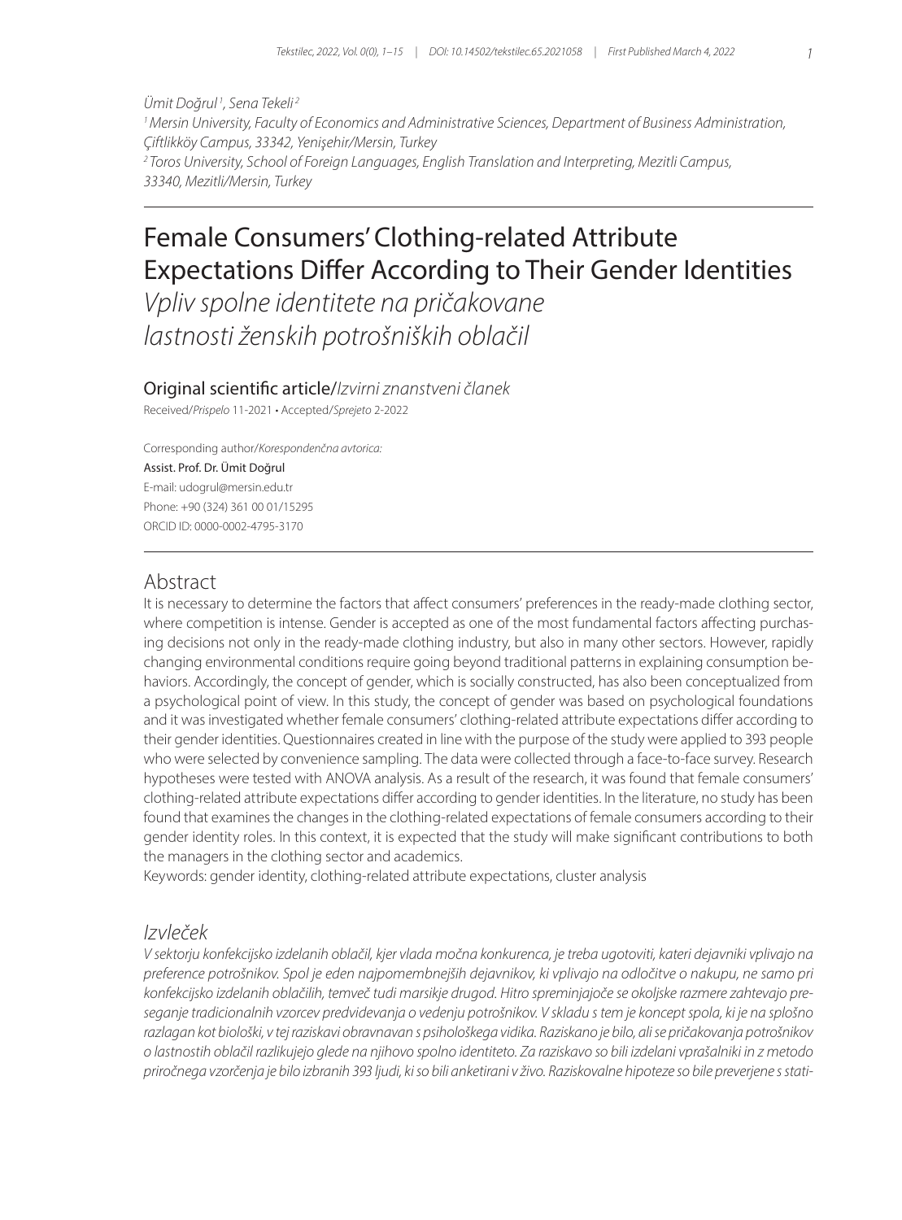Ümit Doğrul [1], Sena Tekeli [2]

[1] Mersin University, Faculty of Economics and Administrative Sciences, Department of Business Administration, Çiftlikköy Campus, 33342, Yenişehir/Mersin, Turkey

[2] Toros University, School of Foreign Languages, English Translation and Interpreting, Mezitli Campus, 33340, Mezitli/Mersin, Turkey

# Female Consumers' Clothing-related Attribute Expectations Differ According to Their Gender Identities

*Vpliv spolne identitete na pričakovane lastnosti ženskih potrošniških oblačil*

**Original scientific article**/*Izvirni znanstveni članek*

Received/*Prispelo* 11-2021 • Accepted/*Sprejeto* 2-2022

Corresponding author/*Korespondenčna avtorica:*
Assist. Prof. Dr. Ümit Doğrul
E-mail: udogrul@mersin.edu.tr
Phone: +90 (324) 361 00 01/15295
ORCID ID: 0000-0002-4795-3170

## Abstract

It is necessary to determine the factors that affect consumers' preferences in the ready-made clothing sector, where competition is intense. Gender is accepted as one of the most fundamental factors affecting purchasing decisions not only in the ready-made clothing industry, but also in many other sectors. However, rapidly changing environmental conditions require going beyond traditional patterns in explaining consumption behaviors. Accordingly, the concept of gender, which is socially constructed, has also been conceptualized from a psychological point of view. In this study, the concept of gender was based on psychological foundations and it was investigated whether female consumers' clothing-related attribute expectations differ according to their gender identities. Questionnaires created in line with the purpose of the study were applied to 393 people who were selected by convenience sampling. The data were collected through a face-to-face survey. Research hypotheses were tested with ANOVA analysis. As a result of the research, it was found that female consumers' clothing-related attribute expectations differ according to gender identities. In the literature, no study has been found that examines the changes in the clothing-related expectations of female consumers according to their gender identity roles. In this context, it is expected that the study will make significant contributions to both the managers in the clothing sector and academics.

Keywords: gender identity, clothing-related attribute expectations, cluster analysis

## *Izvleček*

*V sektorju konfekcijsko izdelanih oblačil, kjer vlada močna konkurenca, je treba ugotoviti, kateri dejavniki vplivajo na preference potrošnikov. Spol je eden najpomembnejših dejavnikov, ki vplivajo na odločitve o nakupu, ne samo pri konfekcijsko izdelanih oblačilih, temveč tudi marsikje drugod. Hitro spreminjajoče se okoljske razmere zahtevajo preseganje tradicionalnih vzorcev predvidevanja o vedenju potrošnikov. V skladu s tem je koncept spola, ki je na splošno razlagan kot biološki, v tej raziskavi obravnavan s psihološkega vidika. Raziskano je bilo, ali se pričakovanja potrošnikov o lastnostih oblačil razlikujejo glede na njihovo spolno identiteto. Za raziskavo so bili izdelani vprašalniki in z metodo priročnega vzorčenja je bilo izbranih 393 ljudi, ki so bili anketirani v živo. Raziskovalne hipoteze so bile preverjene s stati-*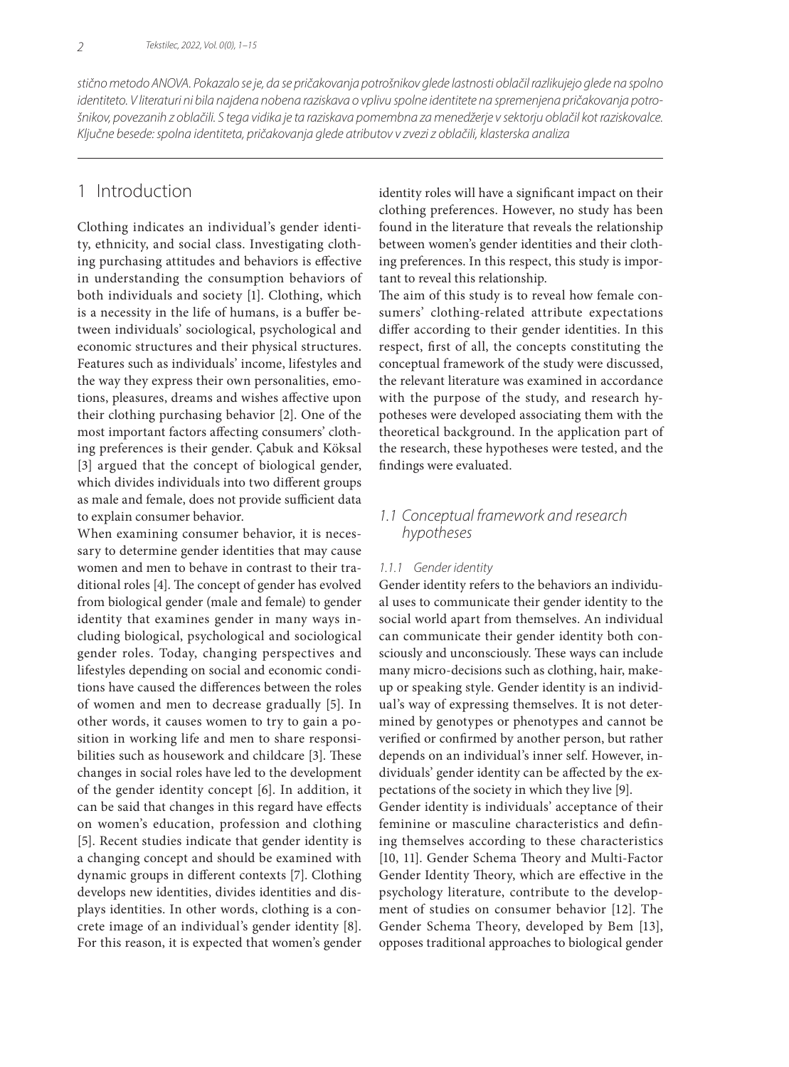*stično metodo ANOVA. Pokazalo se je, da se pričakovanja potrošnikov glede lastnosti oblačil razlikujejo glede na spolno identiteto. V literaturi ni bila najdena nobena raziskava o vplivu spolne identitete na spremenjena pričakovanja potrošnikov, povezanih z oblačili. S tega vidika je ta raziskava pomembna za menedžerje v sektorju oblačil kot raziskovalce. Ključne besede: spolna identiteta, pričakovanja glede atributov v zvezi z oblačili, klasterska analiza*

## 1 Introduction

Clothing indicates an individual's gender identity, ethnicity, and social class. Investigating clothing purchasing attitudes and behaviors is effective in understanding the consumption behaviors of both individuals and society [1]. Clothing, which is a necessity in the life of humans, is a buffer between individuals' sociological, psychological and economic structures and their physical structures. Features such as individuals' income, lifestyles and the way they express their own personalities, emotions, pleasures, dreams and wishes affective upon their clothing purchasing behavior [2]. One of the most important factors affecting consumers' clothing preferences is their gender. Çabuk and Köksal [3] argued that the concept of biological gender, which divides individuals into two different groups as male and female, does not provide sufficient data to explain consumer behavior.

When examining consumer behavior, it is necessary to determine gender identities that may cause women and men to behave in contrast to their traditional roles [4]. The concept of gender has evolved from biological gender (male and female) to gender identity that examines gender in many ways including biological, psychological and sociological gender roles. Today, changing perspectives and lifestyles depending on social and economic conditions have caused the differences between the roles of women and men to decrease gradually [5]. In other words, it causes women to try to gain a position in working life and men to share responsibilities such as housework and childcare [3]. These changes in social roles have led to the development of the gender identity concept [6]. In addition, it can be said that changes in this regard have effects on women's education, profession and clothing [5]. Recent studies indicate that gender identity is a changing concept and should be examined with dynamic groups in different contexts [7]. Clothing develops new identities, divides identities and displays identities. In other words, clothing is a concrete image of an individual's gender identity [8]. For this reason, it is expected that women's gender identity roles will have a significant impact on their clothing preferences. However, no study has been found in the literature that reveals the relationship between women's gender identities and their clothing preferences. In this respect, this study is important to reveal this relationship.

The aim of this study is to reveal how female consumers' clothing-related attribute expectations differ according to their gender identities. In this respect, first of all, the concepts constituting the conceptual framework of the study were discussed, the relevant literature was examined in accordance with the purpose of the study, and research hypotheses were developed associating them with the theoretical background. In the application part of the research, these hypotheses were tested, and the findings were evaluated.

### 1.1 Conceptual framework and research hypotheses

#### 1.1.1 Gender identity

Gender identity refers to the behaviors an individual uses to communicate their gender identity to the social world apart from themselves. An individual can communicate their gender identity both consciously and unconsciously. These ways can include many micro-decisions such as clothing, hair, makeup or speaking style. Gender identity is an individual's way of expressing themselves. It is not determined by genotypes or phenotypes and cannot be verified or confirmed by another person, but rather depends on an individual's inner self. However, individuals' gender identity can be affected by the expectations of the society in which they live [9].

Gender identity is individuals' acceptance of their feminine or masculine characteristics and defining themselves according to these characteristics [10, 11]. Gender Schema Theory and Multi-Factor Gender Identity Theory, which are effective in the psychology literature, contribute to the development of studies on consumer behavior [12]. The Gender Schema Theory, developed by Bem [13], opposes traditional approaches to biological gender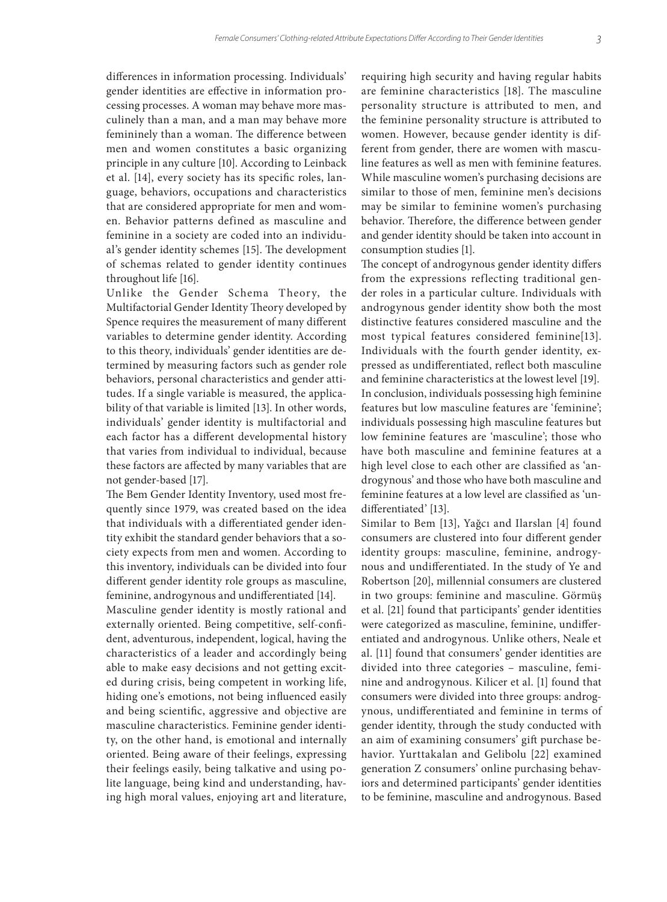differences in information processing. Individuals' gender identities are effective in information processing processes. A woman may behave more masculinely than a man, and a man may behave more femininely than a woman. The difference between men and women constitutes a basic organizing principle in any culture [10]. According to Leinback et al. [14], every society has its specific roles, language, behaviors, occupations and characteristics that are considered appropriate for men and women. Behavior patterns defined as masculine and feminine in a society are coded into an individual's gender identity schemes [15]. The development of schemas related to gender identity continues throughout life [16].

Unlike the Gender Schema Theory, the Multifactorial Gender Identity Theory developed by Spence requires the measurement of many different variables to determine gender identity. According to this theory, individuals' gender identities are determined by measuring factors such as gender role behaviors, personal characteristics and gender attitudes. If a single variable is measured, the applicability of that variable is limited [13]. In other words, individuals' gender identity is multifactorial and each factor has a different developmental history that varies from individual to individual, because these factors are affected by many variables that are not gender-based [17].

The Bem Gender Identity Inventory, used most frequently since 1979, was created based on the idea that individuals with a differentiated gender identity exhibit the standard gender behaviors that a society expects from men and women. According to this inventory, individuals can be divided into four different gender identity role groups as masculine, feminine, androgynous and undifferentiated [14].

Masculine gender identity is mostly rational and externally oriented. Being competitive, self-confident, adventurous, independent, logical, having the characteristics of a leader and accordingly being able to make easy decisions and not getting excited during crisis, being competent in working life, hiding one's emotions, not being influenced easily and being scientific, aggressive and objective are masculine characteristics. Feminine gender identity, on the other hand, is emotional and internally oriented. Being aware of their feelings, expressing their feelings easily, being talkative and using polite language, being kind and understanding, having high moral values, enjoying art and literature, requiring high security and having regular habits are feminine characteristics [18]. The masculine personality structure is attributed to men, and the feminine personality structure is attributed to women. However, because gender identity is different from gender, there are women with masculine features as well as men with feminine features. While masculine women's purchasing decisions are similar to those of men, feminine men's decisions may be similar to feminine women's purchasing behavior. Therefore, the difference between gender and gender identity should be taken into account in consumption studies [1].

The concept of androgynous gender identity differs from the expressions reflecting traditional gender roles in a particular culture. Individuals with androgynous gender identity show both the most distinctive features considered masculine and the most typical features considered feminine[13]. Individuals with the fourth gender identity, expressed as undifferentiated, reflect both masculine and feminine characteristics at the lowest level [19]. In conclusion, individuals possessing high feminine features but low masculine features are 'feminine'; individuals possessing high masculine features but low feminine features are 'masculine'; those who have both masculine and feminine features at a high level close to each other are classified as 'androgynous' and those who have both masculine and feminine features at a low level are classified as 'undifferentiated' [13].

Similar to Bem [13], Yağcı and Ilarslan [4] found consumers are clustered into four different gender identity groups: masculine, feminine, androgynous and undifferentiated. In the study of Ye and Robertson [20], millennial consumers are clustered in two groups: feminine and masculine. Görmüş et al. [21] found that participants' gender identities were categorized as masculine, feminine, undifferentiated and androgynous. Unlike others, Neale et al. [11] found that consumers' gender identities are divided into three categories – masculine, feminine and androgynous. Kilicer et al. [1] found that consumers were divided into three groups: androgynous, undifferentiated and feminine in terms of gender identity, through the study conducted with an aim of examining consumers' gift purchase behavior. Yurttakalan and Gelibolu [22] examined generation Z consumers' online purchasing behaviors and determined participants' gender identities to be feminine, masculine and androgynous. Based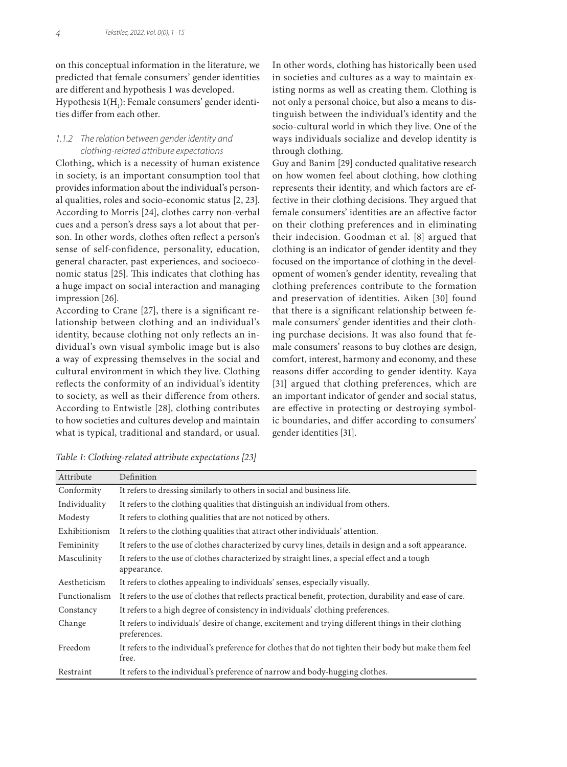on this conceptual information in the literature, we predicted that female consumers' gender identities are different and hypothesis 1 was developed.

Hypothesis 1($H_1$): Female consumers' gender identities differ from each other.

### 1.1.2 The relation between gender identity and clothing-related attribute expectations

Clothing, which is a necessity of human existence in society, is an important consumption tool that provides information about the individual's personal qualities, roles and socio-economic status [2, 23]. According to Morris [24], clothes carry non-verbal cues and a person's dress says a lot about that person. In other words, clothes often reflect a person's sense of self-confidence, personality, education, general character, past experiences, and socioeconomic status [25]. This indicates that clothing has a huge impact on social interaction and managing impression [26].

According to Crane [27], there is a significant relationship between clothing and an individual's identity, because clothing not only reflects an individual's own visual symbolic image but is also a way of expressing themselves in the social and cultural environment in which they live. Clothing reflects the conformity of an individual's identity to society, as well as their difference from others. According to Entwistle [28], clothing contributes to how societies and cultures develop and maintain what is typical, traditional and standard, or usual. In other words, clothing has historically been used in societies and cultures as a way to maintain existing norms as well as creating them. Clothing is not only a personal choice, but also a means to distinguish between the individual's identity and the socio-cultural world in which they live. One of the ways individuals socialize and develop identity is through clothing.

Guy and Banim [29] conducted qualitative research on how women feel about clothing, how clothing represents their identity, and which factors are effective in their clothing decisions. They argued that female consumers' identities are an affective factor on their clothing preferences and in eliminating their indecision. Goodman et al. [8] argued that clothing is an indicator of gender identity and they focused on the importance of clothing in the development of women's gender identity, revealing that clothing preferences contribute to the formation and preservation of identities. Aiken [30] found that there is a significant relationship between female consumers' gender identities and their clothing purchase decisions. It was also found that female consumers' reasons to buy clothes are design, comfort, interest, harmony and economy, and these reasons differ according to gender identity. Kaya [31] argued that clothing preferences, which are an important indicator of gender and social status, are effective in protecting or destroying symbolic boundaries, and differ according to consumers' gender identities [31].

*Table 1: Clothing-related attribute expectations [23]*

| Attribute | Definition |
|---|---|
| Conformity | It refers to dressing similarly to others in social and business life. |
| Individuality | It refers to the clothing qualities that distinguish an individual from others. |
| Modesty | It refers to clothing qualities that are not noticed by others. |
| Exhibitionism | It refers to the clothing qualities that attract other individuals' attention. |
| Femininity | It refers to the use of clothes characterized by curvy lines, details in design and a soft appearance. |
| Masculinity | It refers to the use of clothes characterized by straight lines, a special effect and a tough appearance. |
| Aestheticism | It refers to clothes appealing to individuals' senses, especially visually. |
| Functionalism | It refers to the use of clothes that reflects practical benefit, protection, durability and ease of care. |
| Constancy | It refers to a high degree of consistency in individuals' clothing preferences. |
| Change | It refers to individuals' desire of change, excitement and trying different things in their clothing preferences. |
| Freedom | It refers to the individual's preference for clothes that do not tighten their body but make them feel free. |
| Restraint | It refers to the individual's preference of narrow and body-hugging clothes. |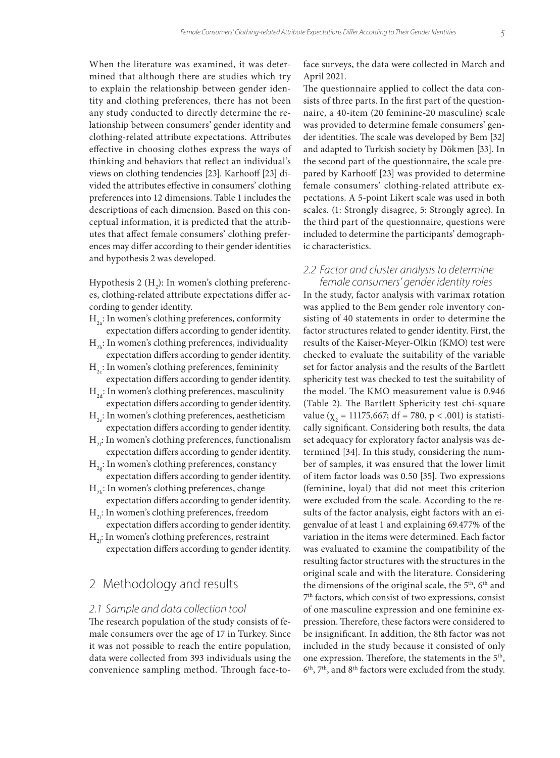When the literature was examined, it was determined that although there are studies which try to explain the relationship between gender identity and clothing preferences, there has not been any study conducted to directly determine the relationship between consumers' gender identity and clothing-related attribute expectations. Attributes effective in choosing clothes express the ways of thinking and behaviors that reflect an individual's views on clothing tendencies [23]. Karhooff [23] divided the attributes effective in consumers' clothing preferences into 12 dimensions. Table 1 includes the descriptions of each dimension. Based on this conceptual information, it is predicted that the attributes that affect female consumers' clothing preferences may differ according to their gender identities and hypothesis 2 was developed.

Hypothesis 2 ($H_2$): In women's clothing preferences, clothing-related attribute expectations differ according to gender identity.

- $H_{2a}$: In women's clothing preferences, conformity expectation differs according to gender identity.
- $H_{2b}$: In women's clothing preferences, individuality expectation differs according to gender identity.
- $H_{2c}$: In women's clothing preferences, femininity expectation differs according to gender identity.
- $H_{2d}$: In women's clothing preferences, masculinity expectation differs according to gender identity.
- $H_{2e}$: In women's clothing preferences, aestheticism expectation differs according to gender identity.
- $H_{2f}$: In women's clothing preferences, functionalism expectation differs according to gender identity.
- $H_{2g}$: In women's clothing preferences, constancy expectation differs according to gender identity.
- $H_{2h}$: In women's clothing preferences, change expectation differs according to gender identity.
- $H_{2i}$: In women's clothing preferences, freedom expectation differs according to gender identity.
- $H_{2j}$: In women's clothing preferences, restraint expectation differs according to gender identity.

# 2 Methodology and results

## 2.1 Sample and data collection tool

The research population of the study consists of female consumers over the age of 17 in Turkey. Since it was not possible to reach the entire population, data were collected from 393 individuals using the convenience sampling method. Through face-to-face surveys, the data were collected in March and April 2021.

The questionnaire applied to collect the data consists of three parts. In the first part of the questionnaire, a 40-item (20 feminine-20 masculine) scale was provided to determine female consumers' gender identities. The scale was developed by Bem [32] and adapted to Turkish society by Dökmen [33]. In the second part of the questionnaire, the scale prepared by Karhoff [23] was provided to determine female consumers' clothing-related attribute expectations. A 5-point Likert scale was used in both scales. (1: Strongly disagree, 5: Strongly agree). In the third part of the questionnaire, questions were included to determine the participants' demographic characteristics.

## 2.2 Factor and cluster analysis to determine female consumers' gender identity roles

In the study, factor analysis with varimax rotation was applied to the Bem gender role inventory consisting of 40 statements in order to determine the factor structures related to gender identity. First, the results of the Kaiser-Meyer-Olkin (KMO) test were checked to evaluate the suitability of the variable set for factor analysis and the results of the Bartlett sphericity test was checked to test the suitability of the model. The KMO measurement value is 0.946 (Table 2). The Bartlett Sphericity test chi-square value ($\chi_2$ = 11175,667; df = 780, $p < .001$) is statistically significant. Considering both results, the data set adequacy for exploratory factor analysis was determined [34]. In this study, considering the number of samples, it was ensured that the lower limit of item factor loads was 0.50 [35]. Two expressions (feminine, loyal) that did not meet this criterion were excluded from the scale. According to the results of the factor analysis, eight factors with an eigenvalue of at least 1 and explaining 69.477% of the variation in the items were determined. Each factor was evaluated to examine the compatibility of the resulting factor structures with the structures in the original scale and with the literature. Considering the dimensions of the original scale, the 5th, 6th and 7th factors, which consist of two expressions, consist of one masculine expression and one feminine expression. Therefore, these factors were considered to be insignificant. In addition, the 8th factor was not included in the study because it consisted of only one expression. Therefore, the statements in the 5th, 6th, 7th, and 8th factors were excluded from the study.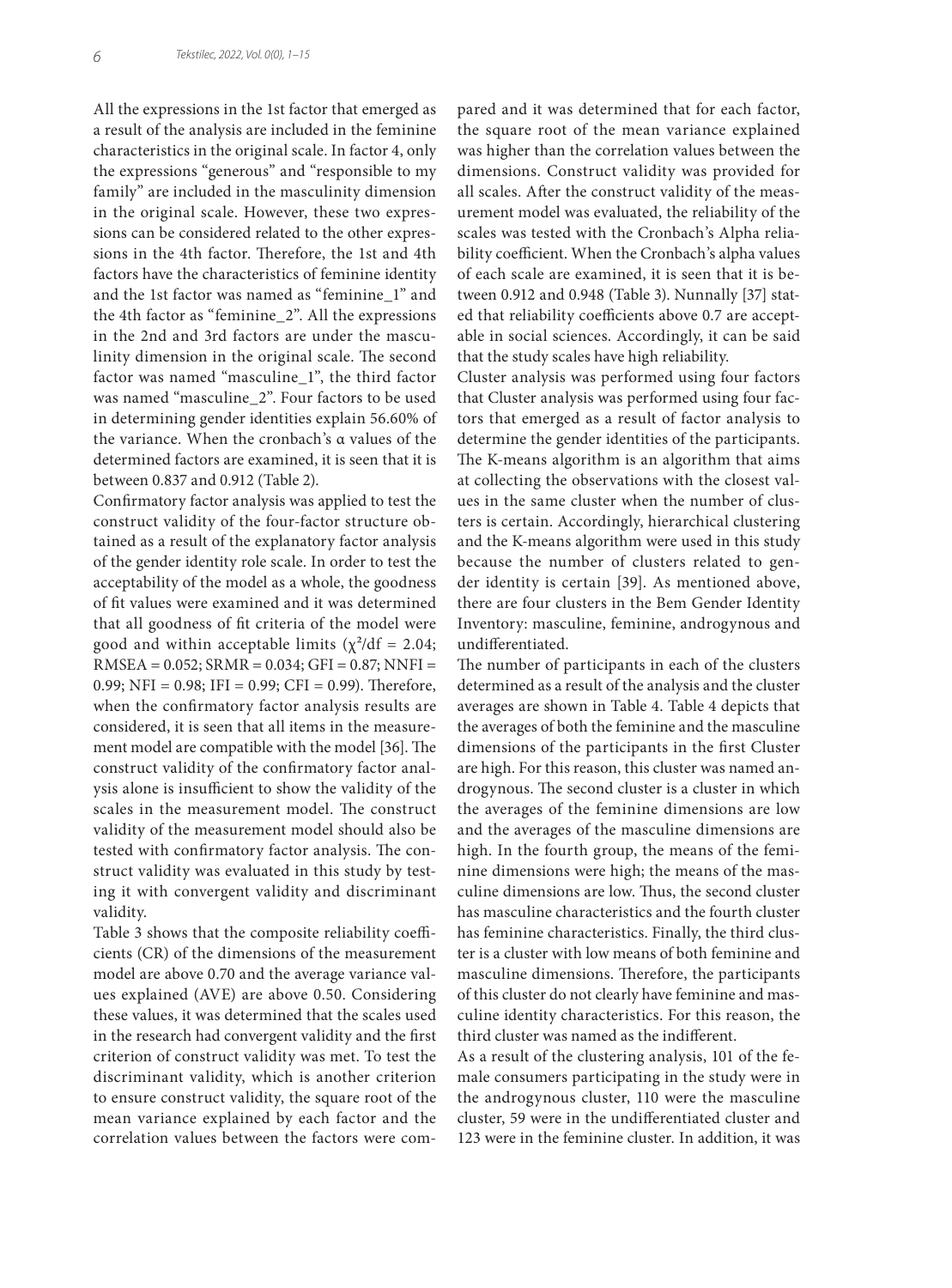All the expressions in the 1st factor that emerged as a result of the analysis are included in the feminine characteristics in the original scale. In factor 4, only the expressions "generous" and "responsible to my family" are included in the masculinity dimension in the original scale. However, these two expressions can be considered related to the other expressions in the 4th factor. Therefore, the 1st and 4th factors have the characteristics of feminine identity and the 1st factor was named as "feminine_1" and the 4th factor as "feminine_2". All the expressions in the 2nd and 3rd factors are under the masculinity dimension in the original scale. The second factor was named "masculine_1", the third factor was named "masculine_2". Four factors to be used in determining gender identities explain 56.60% of the variance. When the cronbach's α values of the determined factors are examined, it is seen that it is between 0.837 and 0.912 (Table 2).

Confirmatory factor analysis was applied to test the construct validity of the four-factor structure obtained as a result of the explanatory factor analysis of the gender identity role scale. In order to test the acceptability of the model as a whole, the goodness of fit values were examined and it was determined that all goodness of fit criteria of the model were good and within acceptable limits ($\chi^2/df = 2.04$; RMSEA = 0.052; SRMR = 0.034; GFI = 0.87; NNFI = 0.99; NFI = 0.98; IFI = 0.99; CFI = 0.99). Therefore, when the confirmatory factor analysis results are considered, it is seen that all items in the measurement model are compatible with the model [36]. The construct validity of the confirmatory factor analysis alone is insufficient to show the validity of the scales in the measurement model. The construct validity of the measurement model should also be tested with confirmatory factor analysis. The construct validity was evaluated in this study by testing it with convergent validity and discriminant validity.

Table 3 shows that the composite reliability coefficients (CR) of the dimensions of the measurement model are above 0.70 and the average variance values explained (AVE) are above 0.50. Considering these values, it was determined that the scales used in the research had convergent validity and the first criterion of construct validity was met. To test the discriminant validity, which is another criterion to ensure construct validity, the square root of the mean variance explained by each factor and the correlation values between the factors were compared and it was determined that for each factor, the square root of the mean variance explained was higher than the correlation values between the dimensions. Construct validity was provided for all scales. After the construct validity of the measurement model was evaluated, the reliability of the scales was tested with the Cronbach's Alpha reliability coefficient. When the Cronbach's alpha values of each scale are examined, it is seen that it is between 0.912 and 0.948 (Table 3). Nunnally [37] stated that reliability coefficients above 0.7 are acceptable in social sciences. Accordingly, it can be said that the study scales have high reliability.

Cluster analysis was performed using four factors that Cluster analysis was performed using four factors that emerged as a result of factor analysis to determine the gender identities of the participants. The K-means algorithm is an algorithm that aims at collecting the observations with the closest values in the same cluster when the number of clusters is certain. Accordingly, hierarchical clustering and the K-means algorithm were used in this study because the number of clusters related to gender identity is certain [39]. As mentioned above, there are four clusters in the Bem Gender Identity Inventory: masculine, feminine, androgynous and undifferentiated.

The number of participants in each of the clusters determined as a result of the analysis and the cluster averages are shown in Table 4. Table 4 depicts that the averages of both the feminine and the masculine dimensions of the participants in the first Cluster are high. For this reason, this cluster was named androgynous. The second cluster is a cluster in which the averages of the feminine dimensions are low and the averages of the masculine dimensions are high. In the fourth group, the means of the feminine dimensions were high; the means of the masculine dimensions are low. Thus, the second cluster has masculine characteristics and the fourth cluster has feminine characteristics. Finally, the third cluster is a cluster with low means of both feminine and masculine dimensions. Therefore, the participants of this cluster do not clearly have feminine and masculine identity characteristics. For this reason, the third cluster was named as the indifferent.

As a result of the clustering analysis, 101 of the female consumers participating in the study were in the androgynous cluster, 110 were the masculine cluster, 59 were in the undifferentiated cluster and 123 were in the feminine cluster. In addition, it was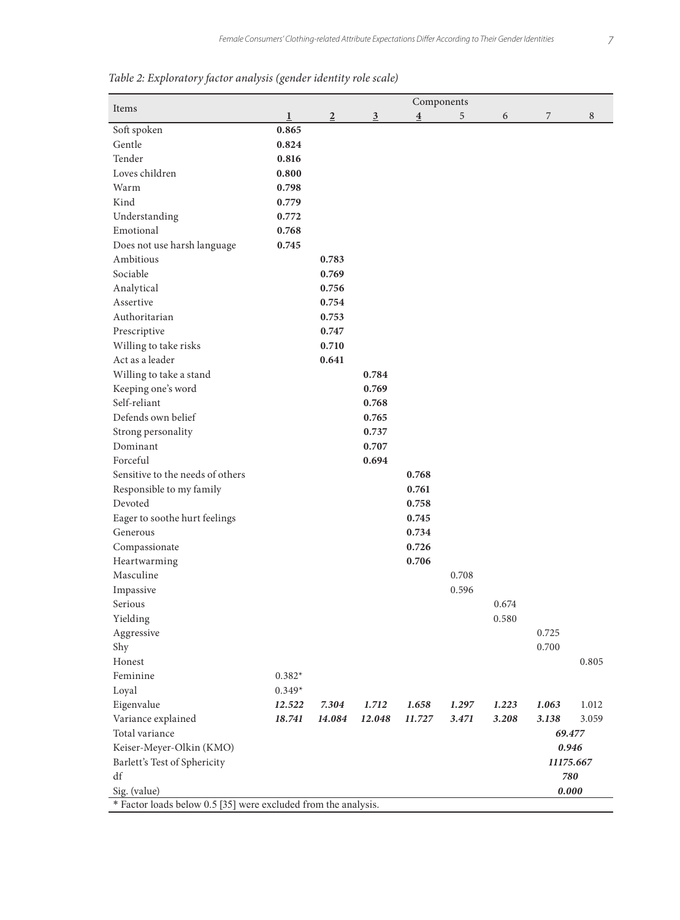*Table 2: Exploratory factor analysis (gender identity role scale)*

| Items | Components | | | | | | | |
|---|---|---|---|---|---|---|---|---|
| | 1 | 2 | 3 | 4 | 5 | 6 | 7 | 8 |
| Soft spoken | **0.865** | | | | | | | |
| Gentle | **0.824** | | | | | | | |
| Tender | **0.816** | | | | | | | |
| Loves children | **0.800** | | | | | | | |
| Warm | **0.798** | | | | | | | |
| Kind | **0.779** | | | | | | | |
| Understanding | **0.772** | | | | | | | |
| Emotional | **0.768** | | | | | | | |
| Does not use harsh language | **0.745** | | | | | | | |
| Ambitious | | **0.783** | | | | | | |
| Sociable | | **0.769** | | | | | | |
| Analytical | | **0.756** | | | | | | |
| Assertive | | **0.754** | | | | | | |
| Authoritarian | | **0.753** | | | | | | |
| Prescriptive | | **0.747** | | | | | | |
| Willing to take risks | | **0.710** | | | | | | |
| Act as a leader | | **0.641** | | | | | | |
| Willing to take a stand | | | **0.784** | | | | | |
| Keeping one's word | | | **0.769** | | | | | |
| Self-reliant | | | **0.768** | | | | | |
| Defends own belief | | | **0.765** | | | | | |
| Strong personality | | | **0.737** | | | | | |
| Dominant | | | **0.707** | | | | | |
| Forceful | | | **0.694** | | | | | |
| Sensitive to the needs of others | | | | **0.768** | | | | |
| Responsible to my family | | | | **0.761** | | | | |
| Devoted | | | | **0.758** | | | | |
| Eager to soothe hurt feelings | | | | **0.745** | | | | |
| Generous | | | | **0.734** | | | | |
| Compassionate | | | | **0.726** | | | | |
| Heartwarming | | | | **0.706** | | | | |
| Masculine | | | | | 0.708 | | | |
| Impassive | | | | | 0.596 | | | |
| Serious | | | | | | 0.674 | | |
| Yielding | | | | | | 0.580 | | |
| Aggressive | | | | | | | 0.725 | |
| Shy | | | | | | | 0.700 | |
| Honest | | | | | | | | 0.805 |
| Feminine | 0.382* | | | | | | | |
| Loyal | 0.349* | | | | | | | |
| Eigenvalue | ***12.522*** | ***7.304*** | ***1.712*** | ***1.658*** | ***1.297*** | ***1.223*** | ***1.063*** | 1.012 |
| Variance explained | ***18.741*** | ***14.084*** | ***12.048*** | ***11.727*** | ***3.471*** | ***3.208*** | ***3.138*** | 3.059 |
| Total variance | | | | | | | ***69.477*** | |
| Keiser-Meyer-Olkin (KMO) | | | | | | | ***0.946*** | |
| Barlett's Test of Sphericity | | | | | | | ***11175.667*** | |
| df | | | | | | | ***780*** | |
| Sig. (value) | | | | | | | ***0.000*** | |

* Factor loads below 0.5 [35] were excluded from the analysis.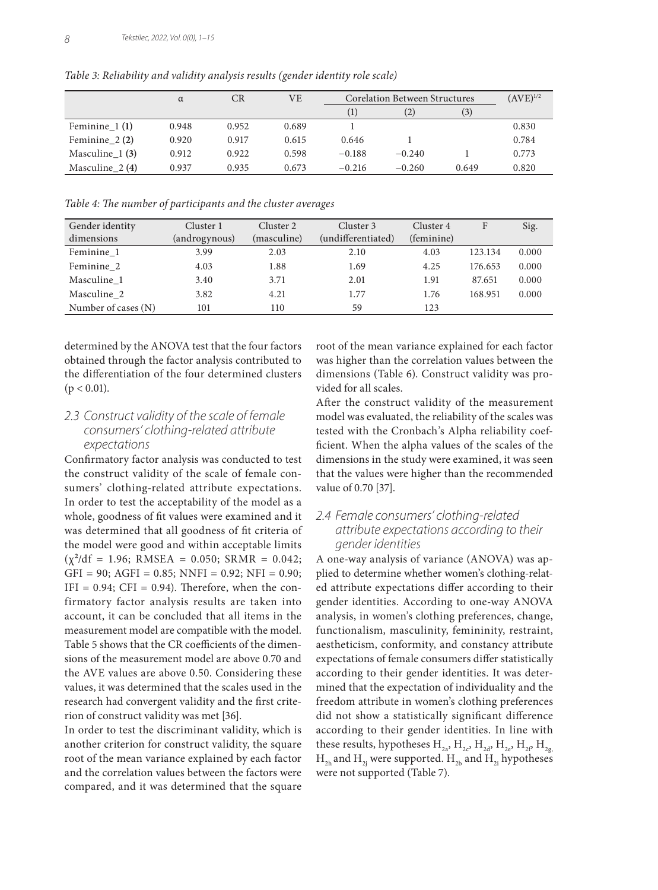*Table 3: Reliability and validity analysis results (gender identity role scale)*

| | α | CR | VE | Corelation Between Structures | | | $(AVE)^{1/2}$ |
|---|---|---|---|---|---|---|---|
| | | | | (1) | (2) | (3) | |
| Feminine_1 **(1)** | 0.948 | 0.952 | 0.689 | 1 | | | 0.830 |
| Feminine_2 **(2)** | 0.920 | 0.917 | 0.615 | 0.646 | 1 | | 0.784 |
| Masculine_1 **(3)** | 0.912 | 0.922 | 0.598 | −0.188 | −0.240 | 1 | 0.773 |
| Masculine_2 **(4)** | 0.937 | 0.935 | 0.673 | −0.216 | −0.260 | 0.649 | 0.820 |

*Table 4: The number of participants and the cluster averages*

| Gender identity dimensions | Cluster 1 (androgynous) | Cluster 2 (masculine) | Cluster 3 (undifferentiated) | Cluster 4 (feminine) | F | Sig. |
|---|---|---|---|---|---|---|
| Feminine_1 | 3.99 | 2.03 | 2.10 | 4.03 | 123.134 | 0.000 |
| Feminine_2 | 4.03 | 1.88 | 1.69 | 4.25 | 176.653 | 0.000 |
| Masculine_1 | 3.40 | 3.71 | 2.01 | 1.91 | 87.651 | 0.000 |
| Masculine_2 | 3.82 | 4.21 | 1.77 | 1.76 | 168.951 | 0.000 |
| Number of cases (N) | 101 | 110 | 59 | 123 | | |

determined by the ANOVA test that the four factors obtained through the factor analysis contributed to the differentiation of the four determined clusters ($p < 0.01$).

### 2.3 Construct validity of the scale of female consumers' clothing-related attribute expectations

Confirmatory factor analysis was conducted to test the construct validity of the scale of female consumers' clothing-related attribute expectations. In order to test the acceptability of the model as a whole, goodness of fit values were examined and it was determined that all goodness of fit criteria of the model were good and within acceptable limits ($\chi^2/df = 1.96$; RMSEA = 0.050; SRMR = 0.042; GFI = 90; AGFI = 0.85; NNFI = 0.92; NFI = 0.90; IFI = 0.94; CFI = 0.94). Therefore, when the confirmatory factor analysis results are taken into account, it can be concluded that all items in the measurement model are compatible with the model. Table 5 shows that the CR coefficients of the dimensions of the measurement model are above 0.70 and the AVE values are above 0.50. Considering these values, it was determined that the scales used in the research had convergent validity and the first criterion of construct validity was met [36].

In order to test the discriminant validity, which is another criterion for construct validity, the square root of the mean variance explained by each factor and the correlation values between the factors were compared, and it was determined that the square root of the mean variance explained for each factor was higher than the correlation values between the dimensions (Table 6). Construct validity was provided for all scales.

After the construct validity of the measurement model was evaluated, the reliability of the scales was tested with the Cronbach's Alpha reliability coefficient. When the alpha values of the scales of the dimensions in the study were examined, it was seen that the values were higher than the recommended value of 0.70 [37].

### 2.4 Female consumers' clothing-related attribute expectations according to their gender identities

A one-way analysis of variance (ANOVA) was applied to determine whether women's clothing-related attribute expectations differ according to their gender identities. According to one-way ANOVA analysis, in women's clothing preferences, change, functionalism, masculinity, femininity, restraint, aestheticism, conformity, and constancy attribute expectations of female consumers differ statistically according to their gender identities. It was determined that the expectation of individuality and the freedom attribute in women's clothing preferences did not show a statistically significant difference according to their gender identities. In line with these results, hypotheses $H_{2a}$, $H_{2c}$, $H_{2d}$, $H_{2e}$, $H_{2f}$, $H_{2g}$, $H_{2h}$ and $H_{2j}$ were supported. $H_{2b}$ and $H_{2i}$ hypotheses were not supported (Table 7).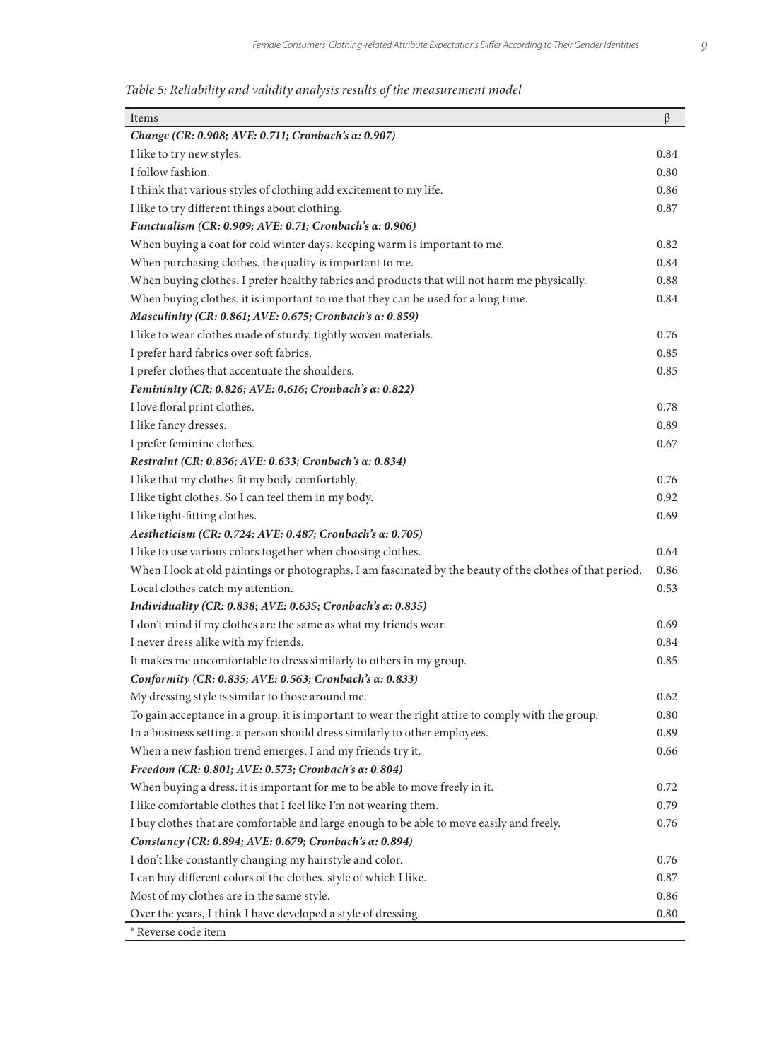*Table 5: Reliability and validity analysis results of the measurement model*

| Items | β |
|---|---|
| ***Change (CR: 0.908; AVE: 0.711; Cronbach's α: 0.907)*** | |
| I like to try new styles. | 0.84 |
| I follow fashion. | 0.80 |
| I think that various styles of clothing add excitement to my life. | 0.86 |
| I like to try different things about clothing. | 0.87 |
| ***Functualism (CR: 0.909; AVE: 0.71; Cronbach's α: 0.906)*** | |
| When buying a coat for cold winter days. keeping warm is important to me. | 0.82 |
| When purchasing clothes. the quality is important to me. | 0.84 |
| When buying clothes. I prefer healthy fabrics and products that will not harm me physically. | 0.88 |
| When buying clothes. it is important to me that they can be used for a long time. | 0.84 |
| ***Masculinity (CR: 0.861; AVE: 0.675; Cronbach's α: 0.859)*** | |
| I like to wear clothes made of sturdy. tightly woven materials. | 0.76 |
| I prefer hard fabrics over soft fabrics. | 0.85 |
| I prefer clothes that accentuate the shoulders. | 0.85 |
| ***Femininity (CR: 0.826; AVE: 0.616; Cronbach's α: 0.822)*** | |
| I love floral print clothes. | 0.78 |
| I like fancy dresses. | 0.89 |
| I prefer feminine clothes. | 0.67 |
| ***Restraint (CR: 0.836; AVE: 0.633; Cronbach's α: 0.834)*** | |
| I like that my clothes fit my body comfortably. | 0.76 |
| I like tight clothes. So I can feel them in my body. | 0.92 |
| I like tight-fitting clothes. | 0.69 |
| ***Aestheticism (CR: 0.724; AVE: 0.487; Cronbach's α: 0.705)*** | |
| I like to use various colors together when choosing clothes. | 0.64 |
| When I look at old paintings or photographs. I am fascinated by the beauty of the clothes of that period. | 0.86 |
| Local clothes catch my attention. | 0.53 |
| ***Individuality (CR: 0.838; AVE: 0.635; Cronbach's α: 0.835)*** | |
| I don't mind if my clothes are the same as what my friends wear. | 0.69 |
| I never dress alike with my friends. | 0.84 |
| It makes me uncomfortable to dress similarly to others in my group. | 0.85 |
| ***Conformity (CR: 0.835; AVE: 0.563; Cronbach's α: 0.833)*** | |
| My dressing style is similar to those around me. | 0.62 |
| To gain acceptance in a group. it is important to wear the right attire to comply with the group. | 0.80 |
| In a business setting. a person should dress similarly to other employees. | 0.89 |
| When a new fashion trend emerges. I and my friends try it. | 0.66 |
| ***Freedom (CR: 0.801; AVE: 0.573; Cronbach's α: 0.804)*** | |
| When buying a dress. it is important for me to be able to move freely in it. | 0.72 |
| I like comfortable clothes that I feel like I'm not wearing them. | 0.79 |
| I buy clothes that are comfortable and large enough to be able to move easily and freely. | 0.76 |
| ***Constancy (CR: 0.894; AVE: 0.679; Cronbach's α: 0.894)*** | |
| I don't like constantly changing my hairstyle and color. | 0.76 |
| I can buy different colors of the clothes. style of which I like. | 0.87 |
| Most of my clothes are in the same style. | 0.86 |
| Over the years, I think I have developed a style of dressing. | 0.80 |

* Reverse code item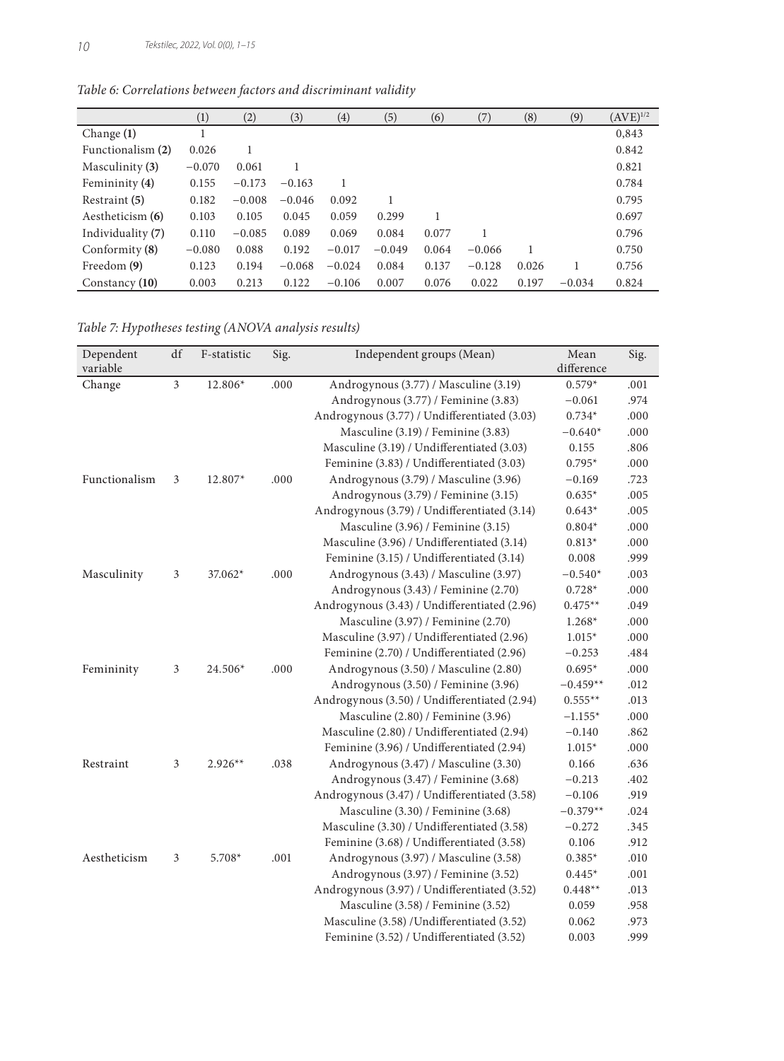*Table 6: Correlations between factors and discriminant validity*

| | (1) | (2) | (3) | (4) | (5) | (6) | (7) | (8) | (9) | $(AVE)^{1/2}$ |
|---|---|---|---|---|---|---|---|---|---|---|
| Change **(1)** | 1 | | | | | | | | | 0,843 |
| Functionalism **(2)** | 0.026 | 1 | | | | | | | | 0.842 |
| Masculinity **(3)** | −0.070 | 0.061 | 1 | | | | | | | 0.821 |
| Femininity **(4)** | 0.155 | −0.173 | −0.163 | 1 | | | | | | 0.784 |
| Restraint **(5)** | 0.182 | −0.008 | −0.046 | 0.092 | 1 | | | | | 0.795 |
| Aestheticism **(6)** | 0.103 | 0.105 | 0.045 | 0.059 | 0.299 | 1 | | | | 0.697 |
| Individuality **(7)** | 0.110 | −0.085 | 0.089 | 0.069 | 0.084 | 0.077 | 1 | | | 0.796 |
| Conformity **(8)** | −0.080 | 0.088 | 0.192 | −0.017 | −0.049 | 0.064 | −0.066 | 1 | | 0.750 |
| Freedom **(9)** | 0.123 | 0.194 | −0.068 | −0.024 | 0.084 | 0.137 | −0.128 | 0.026 | 1 | 0.756 |
| Constancy **(10)** | 0.003 | 0.213 | 0.122 | −0.106 | 0.007 | 0.076 | 0.022 | 0.197 | −0.034 | 0.824 |

*Table 7: Hypotheses testing (ANOVA analysis results)*

| Dependent variable | df | F-statistic | Sig. | Independent groups (Mean) | Mean difference | Sig. |
|---|---|---|---|---|---|---|
| Change | 3 | 12.806* | .000 | Androgynous (3.77) / Masculine (3.19) | 0.579* | .001 |
| | | | | Androgynous (3.77) / Feminine (3.83) | −0.061 | .974 |
| | | | | Androgynous (3.77) / Undifferentiated (3.03) | 0.734* | .000 |
| | | | | Masculine (3.19) / Feminine (3.83) | −0.640* | .000 |
| | | | | Masculine (3.19) / Undifferentiated (3.03) | 0.155 | .806 |
| | | | | Feminine (3.83) / Undifferentiated (3.03) | 0.795* | .000 |
| Functionalism | 3 | 12.807* | .000 | Androgynous (3.79) / Masculine (3.96) | −0.169 | .723 |
| | | | | Androgynous (3.79) / Feminine (3.15) | 0.635* | .005 |
| | | | | Androgynous (3.79) / Undifferentiated (3.14) | 0.643* | .005 |
| | | | | Masculine (3.96) / Feminine (3.15) | 0.804* | .000 |
| | | | | Masculine (3.96) / Undifferentiated (3.14) | 0.813* | .000 |
| | | | | Feminine (3.15) / Undifferentiated (3.14) | 0.008 | .999 |
| Masculinity | 3 | 37.062* | .000 | Androgynous (3.43) / Masculine (3.97) | −0.540* | .003 |
| | | | | Androgynous (3.43) / Feminine (2.70) | 0.728* | .000 |
| | | | | Androgynous (3.43) / Undifferentiated (2.96) | 0.475** | .049 |
| | | | | Masculine (3.97) / Feminine (2.70) | 1.268* | .000 |
| | | | | Masculine (3.97) / Undifferentiated (2.96) | 1.015* | .000 |
| | | | | Feminine (2.70) / Undifferentiated (2.96) | −0.253 | .484 |
| Femininity | 3 | 24.506* | .000 | Androgynous (3.50) / Masculine (2.80) | 0.695* | .000 |
| | | | | Androgynous (3.50) / Feminine (3.96) | −0.459** | .012 |
| | | | | Androgynous (3.50) / Undifferentiated (2.94) | 0.555** | .013 |
| | | | | Masculine (2.80) / Feminine (3.96) | −1.155* | .000 |
| | | | | Masculine (2.80) / Undifferentiated (2.94) | −0.140 | .862 |
| | | | | Feminine (3.96) / Undifferentiated (2.94) | 1.015* | .000 |
| Restraint | 3 | 2.926** | .038 | Androgynous (3.47) / Masculine (3.30) | 0.166 | .636 |
| | | | | Androgynous (3.47) / Feminine (3.68) | −0.213 | .402 |
| | | | | Androgynous (3.47) / Undifferentiated (3.58) | −0.106 | .919 |
| | | | | Masculine (3.30) / Feminine (3.68) | −0.379** | .024 |
| | | | | Masculine (3.30) / Undifferentiated (3.58) | −0.272 | .345 |
| | | | | Feminine (3.68) / Undifferentiated (3.58) | 0.106 | .912 |
| Aestheticism | 3 | 5.708* | .001 | Androgynous (3.97) / Masculine (3.58) | 0.385* | .010 |
| | | | | Androgynous (3.97) / Feminine (3.52) | 0.445* | .001 |
| | | | | Androgynous (3.97) / Undifferentiated (3.52) | 0.448** | .013 |
| | | | | Masculine (3.58) / Feminine (3.52) | 0.059 | .958 |
| | | | | Masculine (3.58) /Undifferentiated (3.52) | 0.062 | .973 |
| | | | | Feminine (3.52) / Undifferentiated (3.52) | 0.003 | .999 |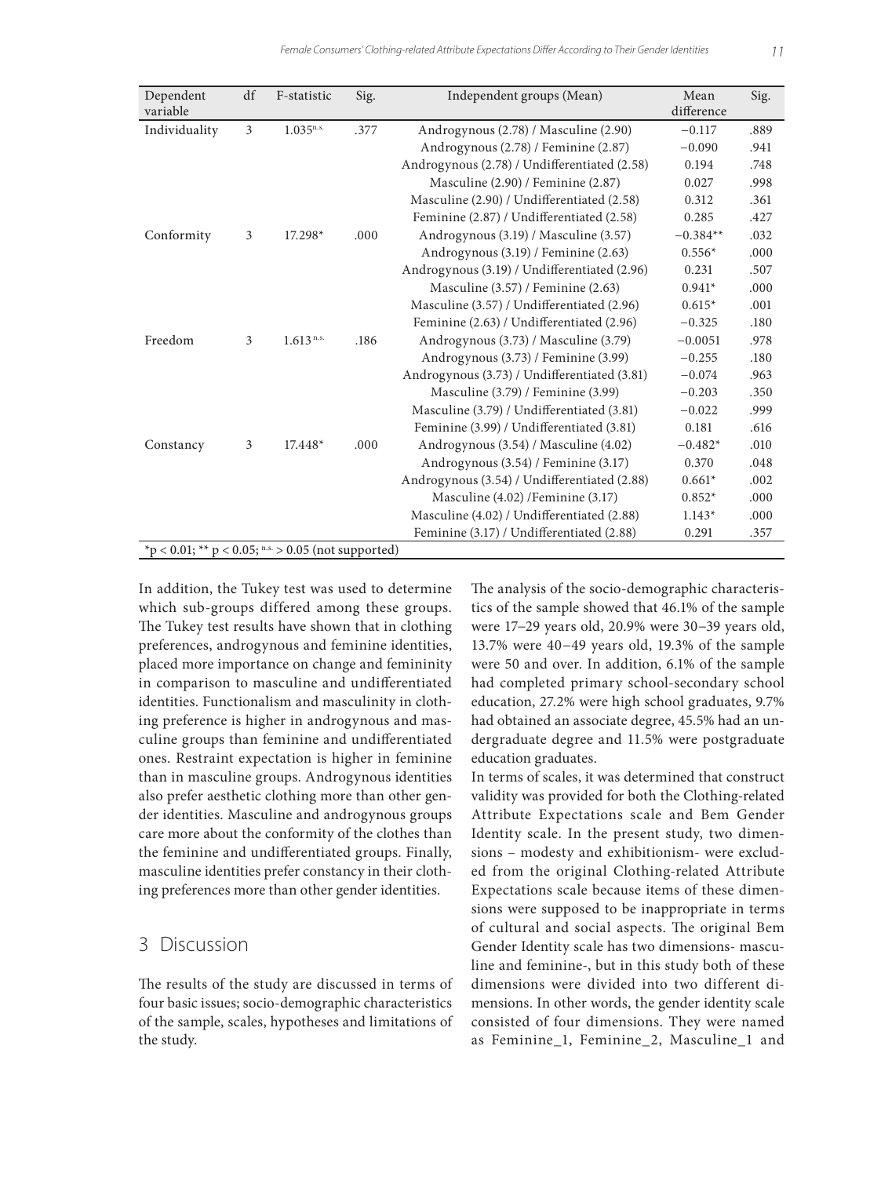| Dependent variable | df | F-statistic | Sig. | Independent groups (Mean) | Mean difference | Sig. |
|---|---|---|---|---|---|---|
| Individuality | 3 | 1.035$^{n.s.}$ | .377 | Androgynous (2.78) / Masculine (2.90) | −0.117 | .889 |
| | | | | Androgynous (2.78) / Feminine (2.87) | −0.090 | .941 |
| | | | | Androgynous (2.78) / Undifferentiated (2.58) | 0.194 | .748 |
| | | | | Masculine (2.90) / Feminine (2.87) | 0.027 | .998 |
| | | | | Masculine (2.90) / Undifferentiated (2.58) | 0.312 | .361 |
| | | | | Feminine (2.87) / Undifferentiated (2.58) | 0.285 | .427 |
| Conformity | 3 | 17.298* | .000 | Androgynous (3.19) / Masculine (3.57) | −0.384** | .032 |
| | | | | Androgynous (3.19) / Feminine (2.63) | 0.556* | .000 |
| | | | | Androgynous (3.19) / Undifferentiated (2.96) | 0.231 | .507 |
| | | | | Masculine (3.57) / Feminine (2.63) | 0.941* | .000 |
| | | | | Masculine (3.57) / Undifferentiated (2.96) | 0.615* | .001 |
| | | | | Feminine (2.63) / Undifferentiated (2.96) | −0.325 | .180 |
| Freedom | 3 | 1.613$^{n.s.}$ | .186 | Androgynous (3.73) / Masculine (3.79) | −0.0051 | .978 |
| | | | | Androgynous (3.73) / Feminine (3.99) | −0.255 | .180 |
| | | | | Androgynous (3.73) / Undifferentiated (3.81) | −0.074 | .963 |
| | | | | Masculine (3.79) / Feminine (3.99) | −0.203 | .350 |
| | | | | Masculine (3.79) / Undifferentiated (3.81) | −0.022 | .999 |
| | | | | Feminine (3.99) / Undifferentiated (3.81) | 0.181 | .616 |
| Constancy | 3 | 17.448* | .000 | Androgynous (3.54) / Masculine (4.02) | −0.482* | .010 |
| | | | | Androgynous (3.54) / Feminine (3.17) | 0.370 | .048 |
| | | | | Androgynous (3.54) / Undifferentiated (2.88) | 0.661* | .002 |
| | | | | Masculine (4.02) /Feminine (3.17) | 0.852* | .000 |
| | | | | Masculine (4.02) / Undifferentiated (2.88) | 1.143* | .000 |
| | | | | Feminine (3.17) / Undifferentiated (2.88) | 0.291 | .357 |

*$p < 0.01$; ** $p < 0.05$; $^{n.s.}$ $> 0.05$ (not supported)

In addition, the Tukey test was used to determine which sub-groups differed among these groups. The Tukey test results have shown that in clothing preferences, androgynous and feminine identities, placed more importance on change and femininity in comparison to masculine and undifferentiated identities. Functionalism and masculinity in clothing preference is higher in androgynous and masculine groups than feminine and undifferentiated ones. Restraint expectation is higher in feminine than in masculine groups. Androgynous identities also prefer aesthetic clothing more than other gender identities. Masculine and androgynous groups care more about the conformity of the clothes than the feminine and undifferentiated groups. Finally, masculine identities prefer constancy in their clothing preferences more than other gender identities.

## 3 Discussion

The results of the study are discussed in terms of four basic issues; socio-demographic characteristics of the sample, scales, hypotheses and limitations of the study.

The analysis of the socio-demographic characteristics of the sample showed that 46.1% of the sample were 17–29 years old, 20.9% were 30–39 years old, 13.7% were 40–49 years old, 19.3% of the sample were 50 and over. In addition, 6.1% of the sample had completed primary school-secondary school education, 27.2% were high school graduates, 9.7% had obtained an associate degree, 45.5% had an undergraduate degree and 11.5% were postgraduate education graduates.

In terms of scales, it was determined that construct validity was provided for both the Clothing-related Attribute Expectations scale and Bem Gender Identity scale. In the present study, two dimensions – modesty and exhibitionism- were excluded from the original Clothing-related Attribute Expectations scale because items of these dimensions were supposed to be inappropriate in terms of cultural and social aspects. The original Bem Gender Identity scale has two dimensions- masculine and feminine-, but in this study both of these dimensions were divided into two different dimensions. In other words, the gender identity scale consisted of four dimensions. They were named as Feminine_1, Feminine_2, Masculine_1 and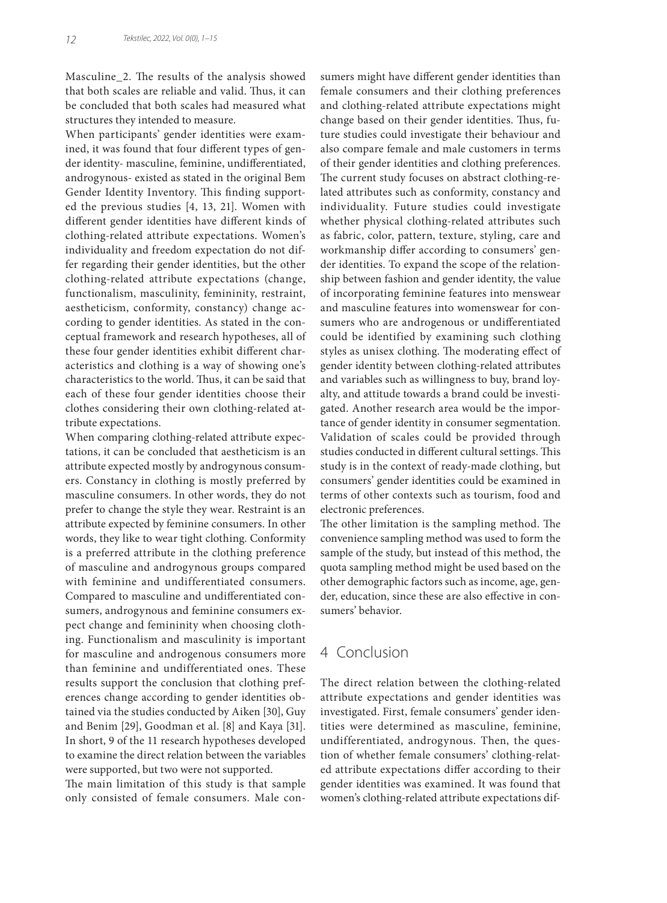Masculine_2. The results of the analysis showed that both scales are reliable and valid. Thus, it can be concluded that both scales had measured what structures they intended to measure.

When participants' gender identities were examined, it was found that four different types of gender identity- masculine, feminine, undifferentiated, androgynous- existed as stated in the original Bem Gender Identity Inventory. This finding supported the previous studies [4, 13, 21]. Women with different gender identities have different kinds of clothing-related attribute expectations. Women's individuality and freedom expectation do not differ regarding their gender identities, but the other clothing-related attribute expectations (change, functionalism, masculinity, femininity, restraint, aestheticism, conformity, constancy) change according to gender identities. As stated in the conceptual framework and research hypotheses, all of these four gender identities exhibit different characteristics and clothing is a way of showing one's characteristics to the world. Thus, it can be said that each of these four gender identities choose their clothes considering their own clothing-related attribute expectations.

When comparing clothing-related attribute expectations, it can be concluded that aestheticism is an attribute expected mostly by androgynous consumers. Constancy in clothing is mostly preferred by masculine consumers. In other words, they do not prefer to change the style they wear. Restraint is an attribute expected by feminine consumers. In other words, they like to wear tight clothing. Conformity is a preferred attribute in the clothing preference of masculine and androgynous groups compared with feminine and undifferentiated consumers. Compared to masculine and undifferentiated consumers, androgynous and feminine consumers expect change and femininity when choosing clothing. Functionalism and masculinity is important for masculine and androgenous consumers more than feminine and undifferentiated ones. These results support the conclusion that clothing preferences change according to gender identities obtained via the studies conducted by Aiken [30], Guy and Benim [29], Goodman et al. [8] and Kaya [31]. In short, 9 of the 11 research hypotheses developed to examine the direct relation between the variables were supported, but two were not supported.

The main limitation of this study is that sample only consisted of female consumers. Male consumers might have different gender identities than female consumers and their clothing preferences and clothing-related attribute expectations might change based on their gender identities. Thus, future studies could investigate their behaviour and also compare female and male customers in terms of their gender identities and clothing preferences. The current study focuses on abstract clothing-related attributes such as conformity, constancy and individuality. Future studies could investigate whether physical clothing-related attributes such as fabric, color, pattern, texture, styling, care and workmanship differ according to consumers' gender identities. To expand the scope of the relationship between fashion and gender identity, the value of incorporating feminine features into menswear and masculine features into womenswear for consumers who are androgenous or undifferentiated could be identified by examining such clothing styles as unisex clothing. The moderating effect of gender identity between clothing-related attributes and variables such as willingness to buy, brand loyalty, and attitude towards a brand could be investigated. Another research area would be the importance of gender identity in consumer segmentation. Validation of scales could be provided through studies conducted in different cultural settings. This study is in the context of ready-made clothing, but consumers' gender identities could be examined in terms of other contexts such as tourism, food and electronic preferences.

The other limitation is the sampling method. The convenience sampling method was used to form the sample of the study, but instead of this method, the quota sampling method might be used based on the other demographic factors such as income, age, gender, education, since these are also effective in consumers' behavior.

## 4 Conclusion

The direct relation between the clothing-related attribute expectations and gender identities was investigated. First, female consumers' gender identities were determined as masculine, feminine, undifferentiated, androgynous. Then, the question of whether female consumers' clothing-related attribute expectations differ according to their gender identities was examined. It was found that women's clothing-related attribute expectations dif-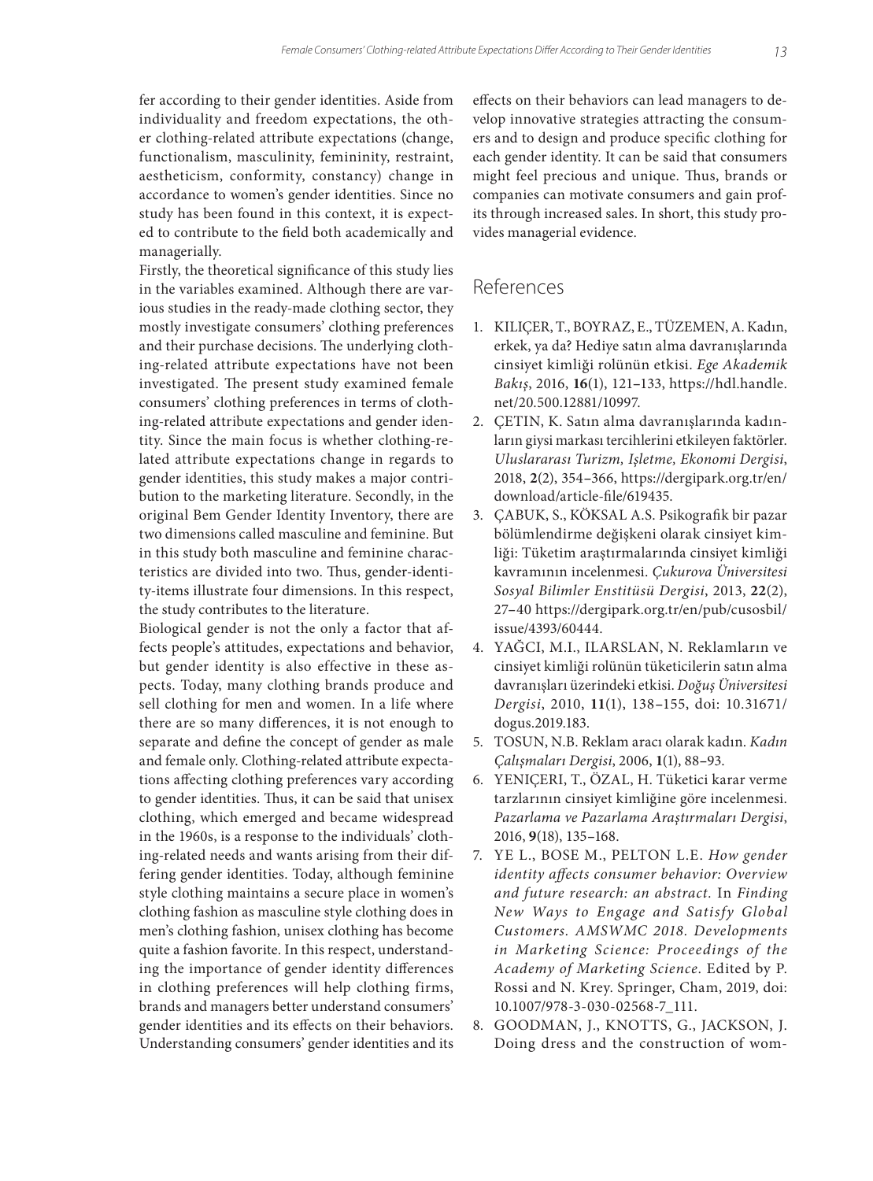fer according to their gender identities. Aside from individuality and freedom expectations, the other clothing-related attribute expectations (change, functionalism, masculinity, femininity, restraint, aestheticism, conformity, constancy) change in accordance to women's gender identities. Since no study has been found in this context, it is expected to contribute to the field both academically and managerially.

Firstly, the theoretical significance of this study lies in the variables examined. Although there are various studies in the ready-made clothing sector, they mostly investigate consumers' clothing preferences and their purchase decisions. The underlying clothing-related attribute expectations have not been investigated. The present study examined female consumers' clothing preferences in terms of clothing-related attribute expectations and gender identity. Since the main focus is whether clothing-related attribute expectations change in regards to gender identities, this study makes a major contribution to the marketing literature. Secondly, in the original Bem Gender Identity Inventory, there are two dimensions called masculine and feminine. But in this study both masculine and feminine characteristics are divided into two. Thus, gender-identity-items illustrate four dimensions. In this respect, the study contributes to the literature.

Biological gender is not the only a factor that affects people's attitudes, expectations and behavior, but gender identity is also effective in these aspects. Today, many clothing brands produce and sell clothing for men and women. In a life where there are so many differences, it is not enough to separate and define the concept of gender as male and female only. Clothing-related attribute expectations affecting clothing preferences vary according to gender identities. Thus, it can be said that unisex clothing, which emerged and became widespread in the 1960s, is a response to the individuals' clothing-related needs and wants arising from their differing gender identities. Today, although feminine style clothing maintains a secure place in women's clothing fashion as masculine style clothing does in men's clothing fashion, unisex clothing has become quite a fashion favorite. In this respect, understanding the importance of gender identity differences in clothing preferences will help clothing firms, brands and managers better understand consumers' gender identities and its effects on their behaviors. Understanding consumers' gender identities and its effects on their behaviors can lead managers to develop innovative strategies attracting the consumers and to design and produce specific clothing for each gender identity. It can be said that consumers might feel precious and unique. Thus, brands or companies can motivate consumers and gain profits through increased sales. In short, this study provides managerial evidence.

## References

1. KILIÇER, T., BOYRAZ, E., TÜZEMEN, A. Kadın, erkek, ya da? Hediye satın alma davranışlarında cinsiyet kimliği rolünün etkisi. *Ege Akademik Bakış*, 2016, **16**(1), 121–133, https://hdl.handle.net/20.500.12881/10997.
2. ÇETIN, K. Satın alma davranışlarında kadınların giysi markası tercihlerini etkileyen faktörler. *Uluslararası Turizm, Işletme, Ekonomi Dergisi*, 2018, **2**(2), 354–366, https://dergipark.org.tr/en/download/article-file/619435.
3. ÇABUK, S., KÖKSAL A.S. Psikografik bir pazar bölümlendirme değişkeni olarak cinsiyet kimliği: Tüketim araştırmalarında cinsiyet kimliği kavramının incelenmesi. *Çukurova Üniversitesi Sosyal Bilimler Enstitüsü Dergisi*, 2013, **22**(2), 27–40 https://dergipark.org.tr/en/pub/cusosbil/issue/4393/60444.
4. YAĞCI, M.I., ILARSLAN, N. Reklamların ve cinsiyet kimliği rolünün tüketicilerin satın alma davranışları üzerindeki etkisi. *Doğuş Üniversitesi Dergisi*, 2010, **11**(1), 138–155, doi: 10.31671/dogus.2019.183.
5. TOSUN, N.B. Reklam aracı olarak kadın. *Kadın Çalışmaları Dergisi*, 2006, **1**(1), 88–93.
6. YENIÇERI, T., ÖZAL, H. Tüketici karar verme tarzlarının cinsiyet kimliğine göre incelenmesi. *Pazarlama ve Pazarlama Araştırmaları Dergisi*, 2016, **9**(18), 135–168.
7. YE L., BOSE M., PELTON L.E. *How gender identity affects consumer behavior: Overview and future research: an abstract.* In *Finding New Ways to Engage and Satisfy Global Customers. AMSWMC 2018. Developments in Marketing Science: Proceedings of the Academy of Marketing Science.* Edited by P. Rossi and N. Krey. Springer, Cham, 2019, doi: 10.1007/978-3-030-02568-7_111.
8. GOODMAN, J., KNOTTS, G., JACKSON, J. Doing dress and the construction of wom-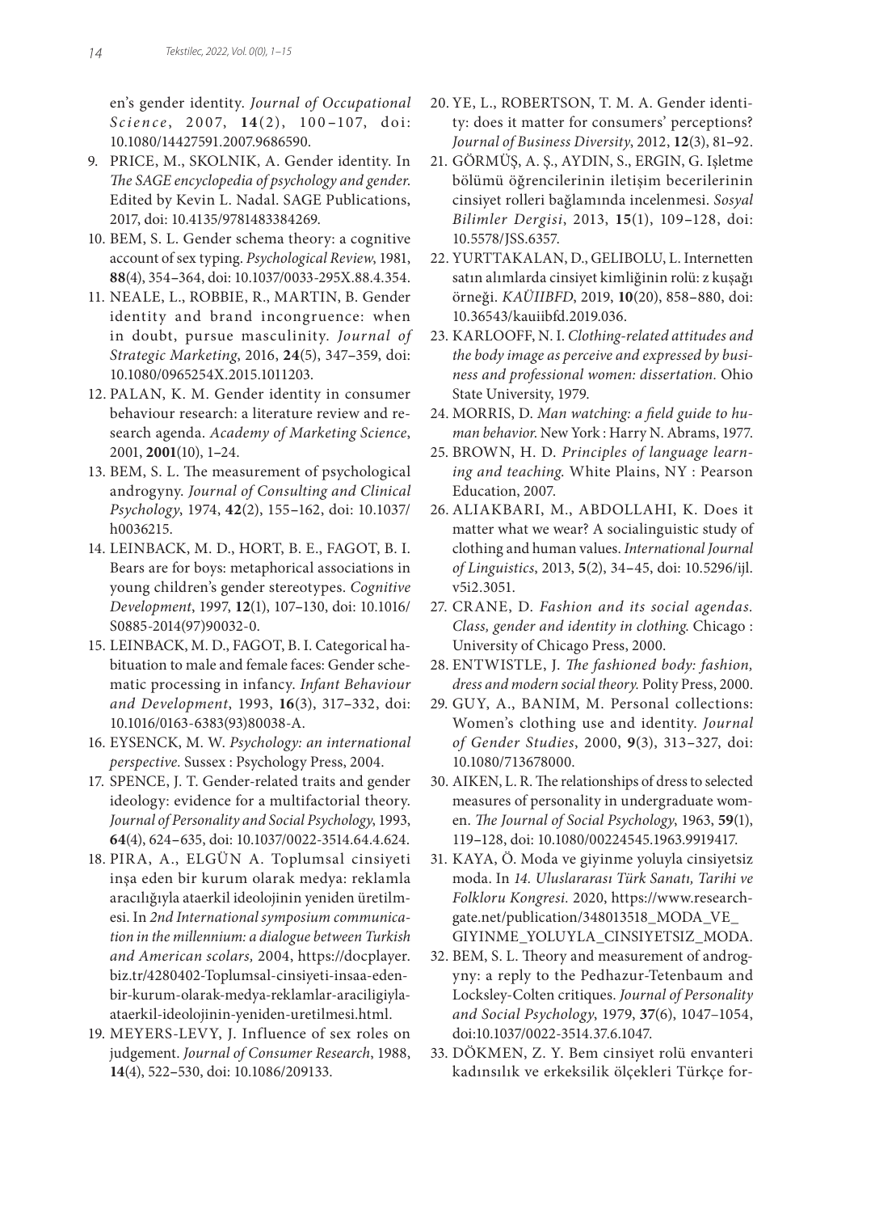en's gender identity. *Journal of Occupational Science*, 2007, **14**(2), 100–107, doi: 10.1080/14427591.2007.9686590.

9. PRICE, M., SKOLNIK, A. Gender identity. In *The SAGE encyclopedia of psychology and gender*. Edited by Kevin L. Nadal. SAGE Publications, 2017, doi: 10.4135/9781483384269.
10. BEM, S. L. Gender schema theory: a cognitive account of sex typing. *Psychological Review*, 1981, **88**(4), 354–364, doi: 10.1037/0033-295X.88.4.354.
11. NEALE, L., ROBBIE, R., MARTIN, B. Gender identity and brand incongruence: when in doubt, pursue masculinity. *Journal of Strategic Marketing*, 2016, **24**(5), 347–359, doi: 10.1080/0965254X.2015.1011203.
12. PALAN, K. M. Gender identity in consumer behaviour research: a literature review and research agenda. *Academy of Marketing Science*, 2001, **2001**(10), 1–24.
13. BEM, S. L. The measurement of psychological androgyny. *Journal of Consulting and Clinical Psychology*, 1974, **42**(2), 155–162, doi: 10.1037/h0036215.
14. LEINBACK, M. D., HORT, B. E., FAGOT, B. I. Bears are for boys: metaphorical associations in young children's gender stereotypes. *Cognitive Development*, 1997, **12**(1), 107–130, doi: 10.1016/S0885-2014(97)90032-0.
15. LEINBACK, M. D., FAGOT, B. I. Categorical habituation to male and female faces: Gender schematic processing in infancy. *Infant Behaviour and Development*, 1993, **16**(3), 317–332, doi: 10.1016/0163-6383(93)80038-A.
16. EYSENCK, M. W. *Psychology: an international perspective.* Sussex : Psychology Press, 2004.
17. SPENCE, J. T. Gender-related traits and gender ideology: evidence for a multifactorial theory. *Journal of Personality and Social Psychology*, 1993, **64**(4), 624–635, doi: 10.1037/0022-3514.64.4.624.
18. PIRA, A., ELGÜN A. Toplumsal cinsiyeti inşa eden bir kurum olarak medya: reklamla aracılığıyla ataerkil ideolojinin yeniden üretilmesi. In *2nd International symposium communication in the millennium: a dialogue between Turkish and American scolars,* 2004, https://docplayer.biz.tr/4280402-Toplumsal-cinsiyeti-insaa-eden-bir-kurum-olarak-medya-reklamlar-araciligiyla-ataerkil-ideolojinin-yeniden-uretilmesi.html.
19. MEYERS-LEVY, J. Influence of sex roles on judgement. *Journal of Consumer Research*, 1988, **14**(4), 522–530, doi: 10.1086/209133.
20. YE, L., ROBERTSON, T. M. A. Gender identity: does it matter for consumers' perceptions? *Journal of Business Diversity*, 2012, **12**(3), 81–92.
21. GÖRMÜŞ, A. Ş., AYDIN, S., ERGIN, G. Işletme bölümü öğrencilerinin iletişim becerilerinin cinsiyet rolleri bağlamında incelenmesi. *Sosyal Bilimler Dergisi*, 2013, **15**(1), 109–128, doi: 10.5578/JSS.6357.
22. YURTTAKALAN, D., GELIBOLU, L. Internetten satın alımlarda cinsiyet kimliğinin rolü: z kuşağı örneği. *KAÜIIBFD*, 2019, **10**(20), 858–880, doi: 10.36543/kauiibfd.2019.036.
23. KARLOOFF, N. I. *Clothing-related attitudes and the body image as perceive and expressed by business and professional women: dissertation*. Ohio State University, 1979.
24. MORRIS, D. *Man watching: a field guide to human behavior*. New York : Harry N. Abrams, 1977.
25. BROWN, H. D. *Principles of language learning and teaching*. White Plains, NY : Pearson Education, 2007.
26. ALIAKBARI, M., ABDOLLAHI, K. Does it matter what we wear? A socialinguistic study of clothing and human values. *International Journal of Linguistics*, 2013, **5**(2), 34–45, doi: 10.5296/ijl.v5i2.3051.
27. CRANE, D. *Fashion and its social agendas. Class, gender and identity in clothing*. Chicago : University of Chicago Press, 2000.
28. ENTWISTLE, J. *The fashioned body: fashion, dress and modern social theory.* Polity Press, 2000.
29. GUY, A., BANIM, M. Personal collections: Women's clothing use and identity. *Journal of Gender Studies*, 2000, **9**(3), 313–327, doi: 10.1080/713678000.
30. AIKEN, L. R. The relationships of dress to selected measures of personality in undergraduate women. *The Journal of Social Psychology*, 1963, **59**(1), 119–128, doi: 10.1080/00224545.1963.9919417.
31. KAYA, Ö. Moda ve giyinme yoluyla cinsiyetsiz moda. In *14. Uluslararası Türk Sanatı, Tarihi ve Folkloru Kongresi.* 2020, https://www.researchgate.net/publication/348013518_MODA_VE_GIYINME_YOLUYLA_CINSIYETSIZ_MODA.
32. BEM, S. L. Theory and measurement of androgyny: a reply to the Pedhazur-Tetenbaum and Locksley-Colten critiques. *Journal of Personality and Social Psychology*, 1979, **37**(6), 1047–1054, doi:10.1037/0022-3514.37.6.1047.
33. DÖKMEN, Z. Y. Bem cinsiyet rolü envanteri kadınsılık ve erkeksilik ölçekleri Türkçe for-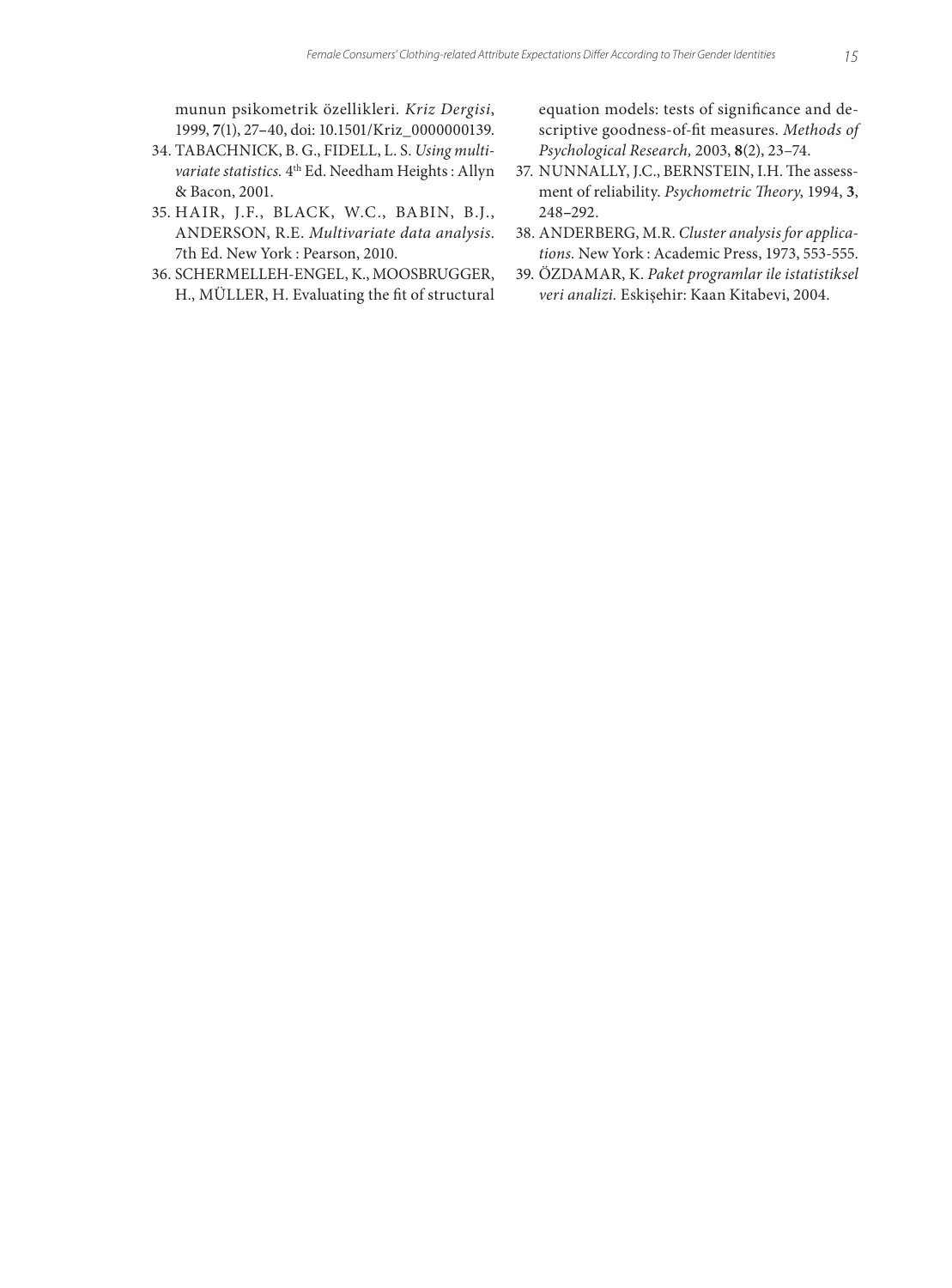munun psikometrik özellikleri. *Kriz Dergisi*, 1999, **7**(1), 27–40, doi: 10.1501/Kriz_0000000139.

34. TABACHNICK, B. G., FIDELL, L. S. *Using multivariate statistics.* 4th Ed. Needham Heights : Allyn & Bacon, 2001.
35. HAIR, J.F., BLACK, W.C., BABIN, B.J., ANDERSON, R.E. *Multivariate data analysis*. 7th Ed. New York : Pearson, 2010.
36. SCHERMELLEH-ENGEL, K., MOOSBRUGGER, H., MÜLLER, H. Evaluating the fit of structural equation models: tests of significance and descriptive goodness-of-fit measures. *Methods of Psychological Research,* 2003, **8**(2), 23–74.
37. NUNNALLY, J.C., BERNSTEIN, I.H. The assessment of reliability. *Psychometric Theory*, 1994, **3**, 248–292.
38. ANDERBERG, M.R. *Cluster analysis for applications.* New York : Academic Press, 1973, 553-555.
39. ÖZDAMAR, K. *Paket programlar ile istatistiksel veri analizi.* Eskişehir: Kaan Kitabevi, 2004.